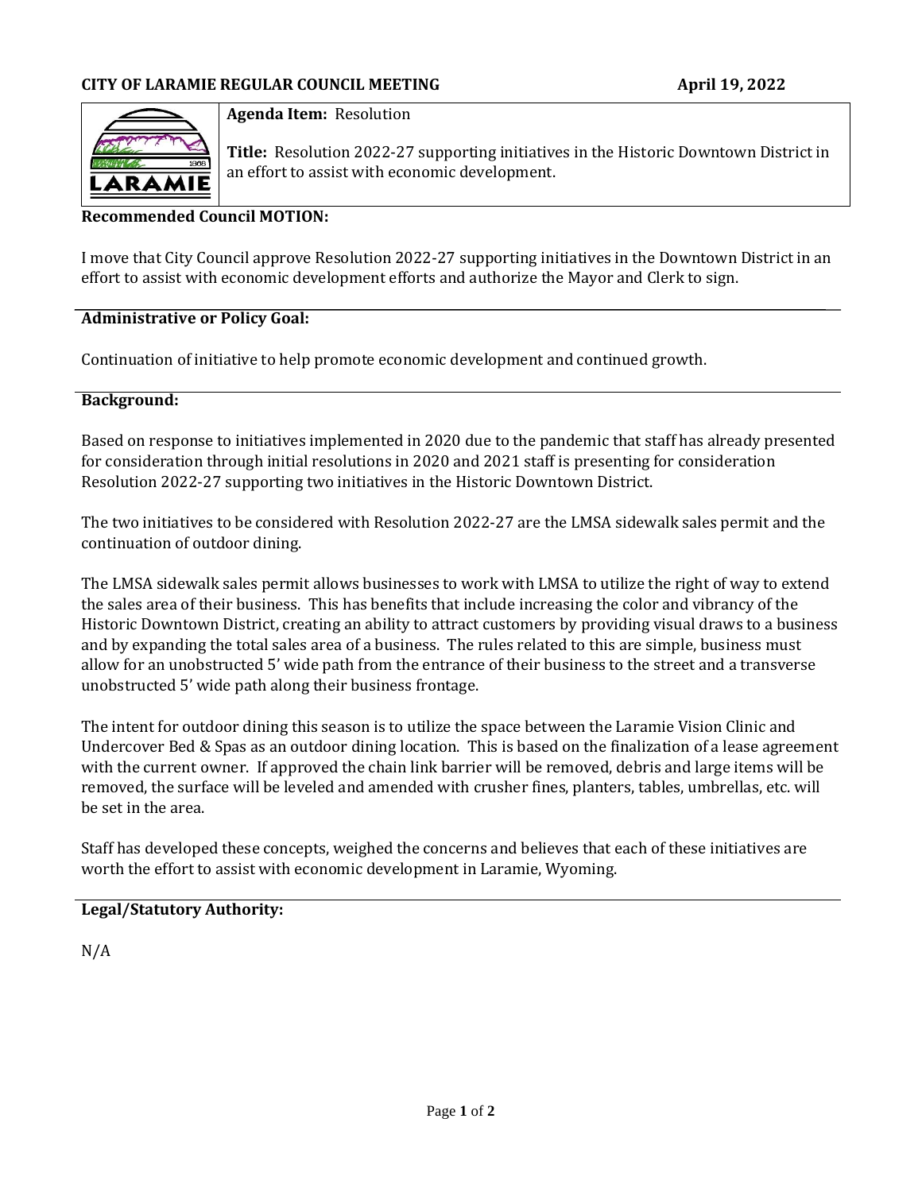**CITY OF LARAMIE REGULAR COUNCIL MEETING** **April 19, 2022**

**Agenda Item:** Resolution

**Title:** Resolution 2022-27 supporting initiatives in the Historic Downtown District in an effort to assist with economic development.

**Recommended Council MOTION:**

I move that City Council approve Resolution 2022-27 supporting initiatives in the Downtown District in an effort to assist with economic development efforts and authorize the Mayor and Clerk to sign.

**Administrative or Policy Goal:**

Continuation of initiative to help promote economic development and continued growth.

**Background:**

Based on response to initiatives implemented in 2020 due to the pandemic that staff has already presented for consideration through initial resolutions in 2020 and 2021 staff is presenting for consideration Resolution 2022-27 supporting two initiatives in the Historic Downtown District.

The two initiatives to be considered with Resolution 2022-27 are the LMSA sidewalk sales permit and the continuation of outdoor dining.

The LMSA sidewalk sales permit allows businesses to work with LMSA to utilize the right of way to extend the sales area of their business. This has benefits that include increasing the color and vibrancy of the Historic Downtown District, creating an ability to attract customers by providing visual draws to a business and by expanding the total sales area of a business. The rules related to this are simple, business must allow for an unobstructed 5' wide path from the entrance of their business to the street and a transverse unobstructed 5' wide path along their business frontage.

The intent for outdoor dining this season is to utilize the space between the Laramie Vision Clinic and Undercover Bed & Spas as an outdoor dining location. This is based on the finalization of a lease agreement with the current owner. If approved the chain link barrier will be removed, debris and large items will be removed, the surface will be leveled and amended with crusher fines, planters, tables, umbrellas, etc. will be set in the area.

Staff has developed these concepts, weighed the concerns and believes that each of these initiatives are worth the effort to assist with economic development in Laramie, Wyoming.

**Legal/Statutory Authority:**

N/A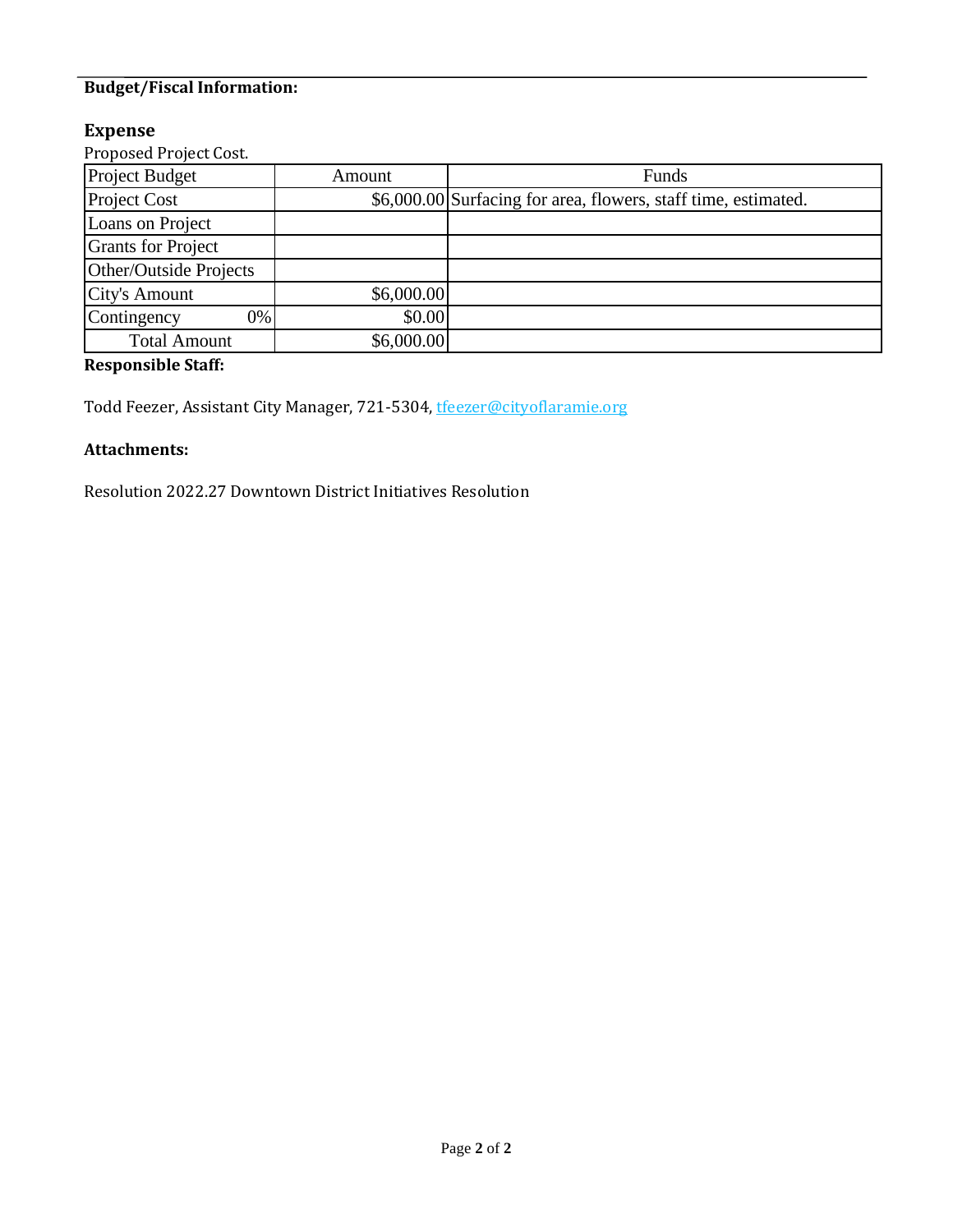**Budget/Fiscal Information:**

## Expense

Proposed Project Cost.

| Project Budget | Amount | Funds |
|---|---|---|
| Project Cost | $6,000.00 | Surfacing for area, flowers, staff time, estimated. |
| Loans on Project | | |
| Grants for Project | | |
| Other/Outside Projects | | |
| City's Amount | $6,000.00 | |
| Contingency 0% | $0.00 | |
| Total Amount | $6,000.00 | |

**Responsible Staff:**

Todd Feezer, Assistant City Manager, 721-5304, tfeezer@cityoflaramie.org

**Attachments:**

Resolution 2022.27 Downtown District Initiatives Resolution